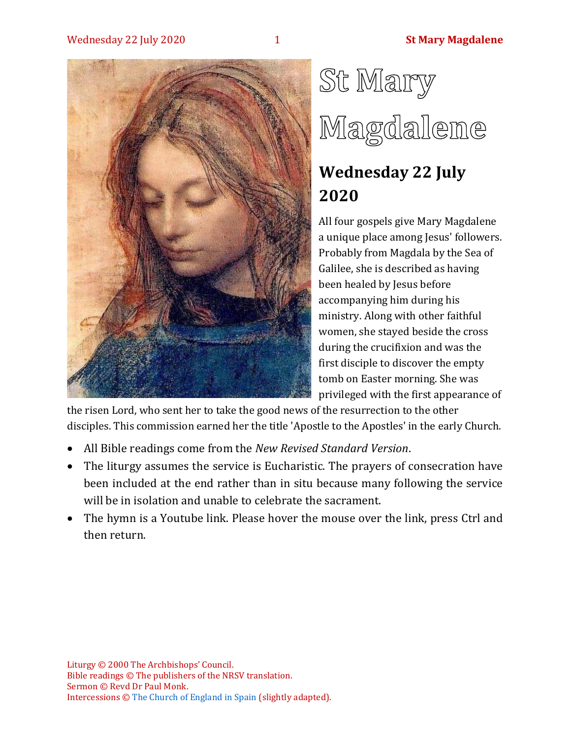# St Mary Magdalene

## Wednesday 22 July 2020

All four gospels give Mary Magdalene a unique place among Jesus' followers. Probably from Magdala by the Sea of Galilee, she is described as having been healed by Jesus before accompanying him during his ministry. Along with other faithful women, she stayed beside the cross during the crucifixion and was the first disciple to discover the empty tomb on Easter morning. She was privileged with the first appearance of the risen Lord, who sent her to take the good news of the resurrection to the other disciples. This commission earned her the title 'Apostle to the Apostles' in the early Church.

- All Bible readings come from the *New Revised Standard Version*.
- The liturgy assumes the service is Eucharistic. The prayers of consecration have been included at the end rather than in situ because many following the service will be in isolation and unable to celebrate the sacrament.
- The hymn is a Youtube link. Please hover the mouse over the link, press Ctrl and then return.

Liturgy © 2000 The Archbishops' Council.
Bible readings © The publishers of the NRSV translation.
Sermon © Revd Dr Paul Monk.
Intercessions © The Church of England in Spain (slightly adapted).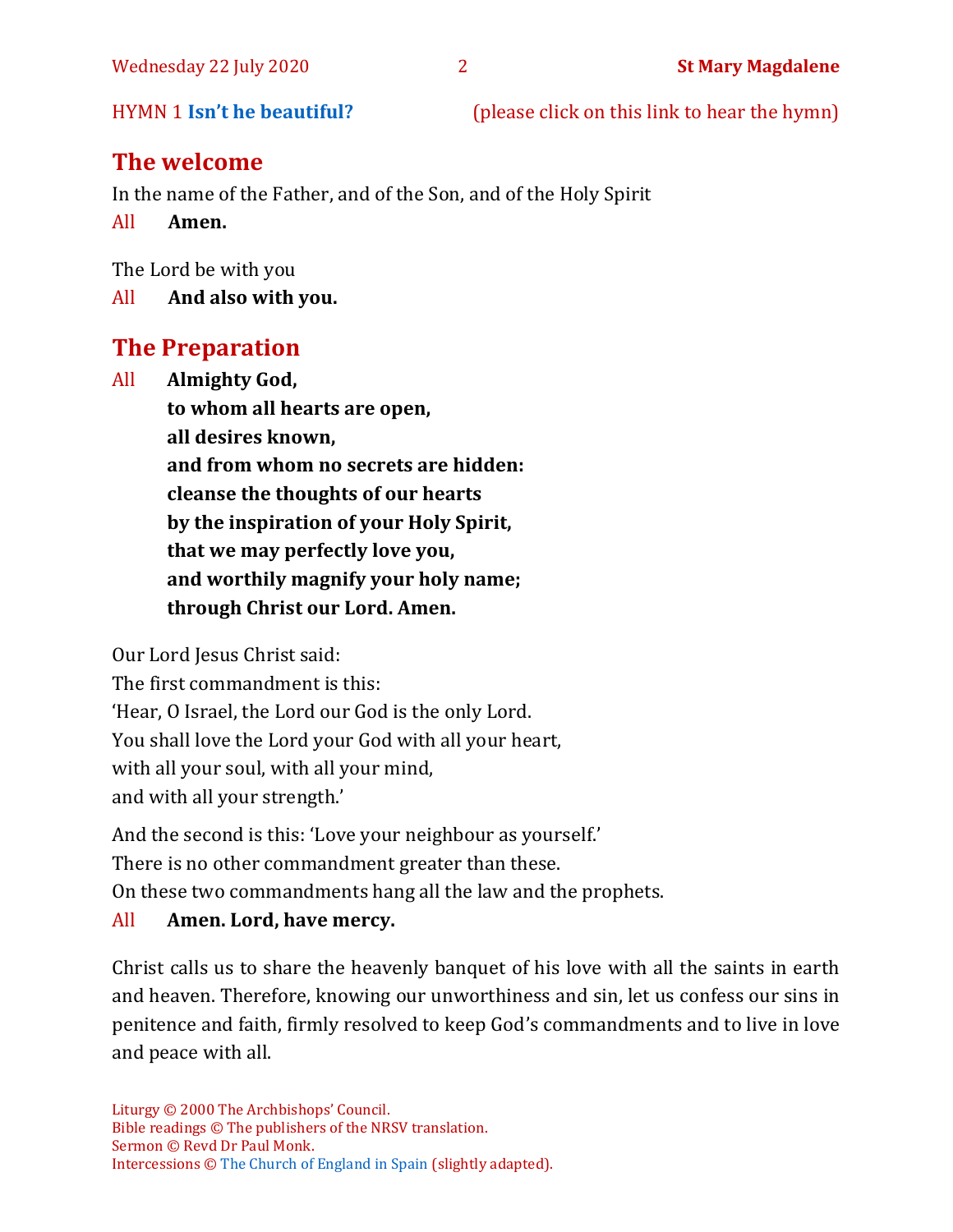HYMN 1 **Isn't he beautiful?** (please click on this link to hear the hymn)

## The welcome

In the name of the Father, and of the Son, and of the Holy Spirit

All **Amen.**

The Lord be with you

All **And also with you.**

## The Preparation

All **Almighty God,**
**to whom all hearts are open,**
**all desires known,**
**and from whom no secrets are hidden:**
**cleanse the thoughts of our hearts**
**by the inspiration of your Holy Spirit,**
**that we may perfectly love you,**
**and worthily magnify your holy name;**
**through Christ our Lord. Amen.**

Our Lord Jesus Christ said:
The first commandment is this:
'Hear, O Israel, the Lord our God is the only Lord.
You shall love the Lord your God with all your heart,
with all your soul, with all your mind,
and with all your strength.'

And the second is this: 'Love your neighbour as yourself.'
There is no other commandment greater than these.
On these two commandments hang all the law and the prophets.

All **Amen. Lord, have mercy.**

Christ calls us to share the heavenly banquet of his love with all the saints in earth and heaven. Therefore, knowing our unworthiness and sin, let us confess our sins in penitence and faith, firmly resolved to keep God's commandments and to live in love and peace with all.

Liturgy © 2000 The Archbishops' Council.
Bible readings © The publishers of the NRSV translation.
Sermon © Revd Dr Paul Monk.
Intercessions © The Church of England in Spain (slightly adapted).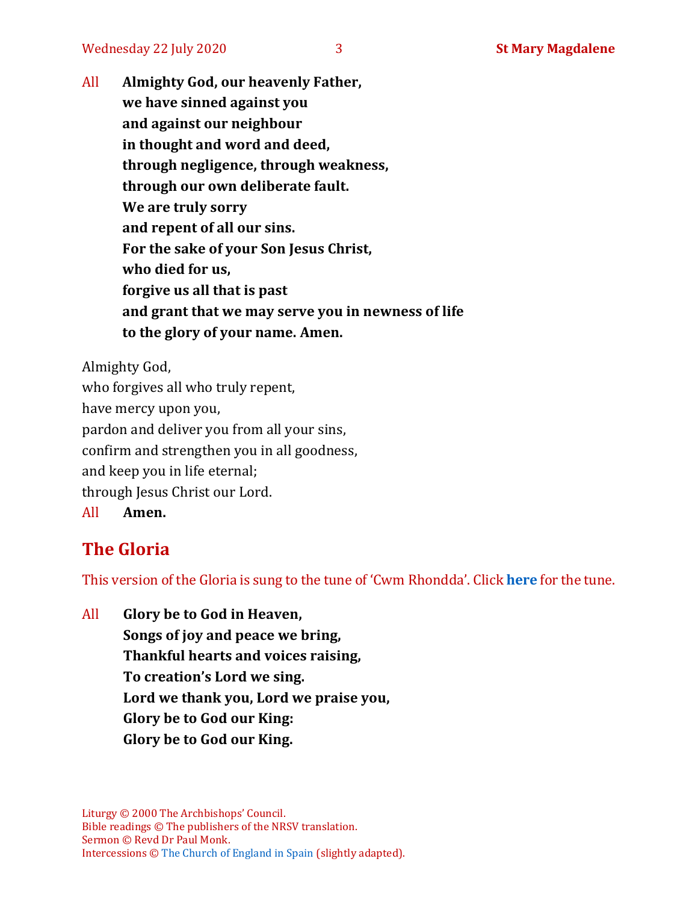All **Almighty God, our heavenly Father,**
**we have sinned against you**
**and against our neighbour**
**in thought and word and deed,**
**through negligence, through weakness,**
**through our own deliberate fault.**
**We are truly sorry**
**and repent of all our sins.**
**For the sake of your Son Jesus Christ,**
**who died for us,**
**forgive us all that is past**
**and grant that we may serve you in newness of life**
**to the glory of your name. Amen.**

Almighty God,
who forgives all who truly repent,
have mercy upon you,
pardon and deliver you from all your sins,
confirm and strengthen you in all goodness,
and keep you in life eternal;
through Jesus Christ our Lord.

All **Amen.**

## The Gloria

This version of the Gloria is sung to the tune of 'Cwm Rhondda'. Click **here** for the tune.

All **Glory be to God in Heaven,**
**Songs of joy and peace we bring,**
**Thankful hearts and voices raising,**
**To creation's Lord we sing.**
**Lord we thank you, Lord we praise you,**
**Glory be to God our King:**
**Glory be to God our King.**

Liturgy © 2000 The Archbishops' Council.
Bible readings © The publishers of the NRSV translation.
Sermon © Revd Dr Paul Monk.
Intercessions © The Church of England in Spain (slightly adapted).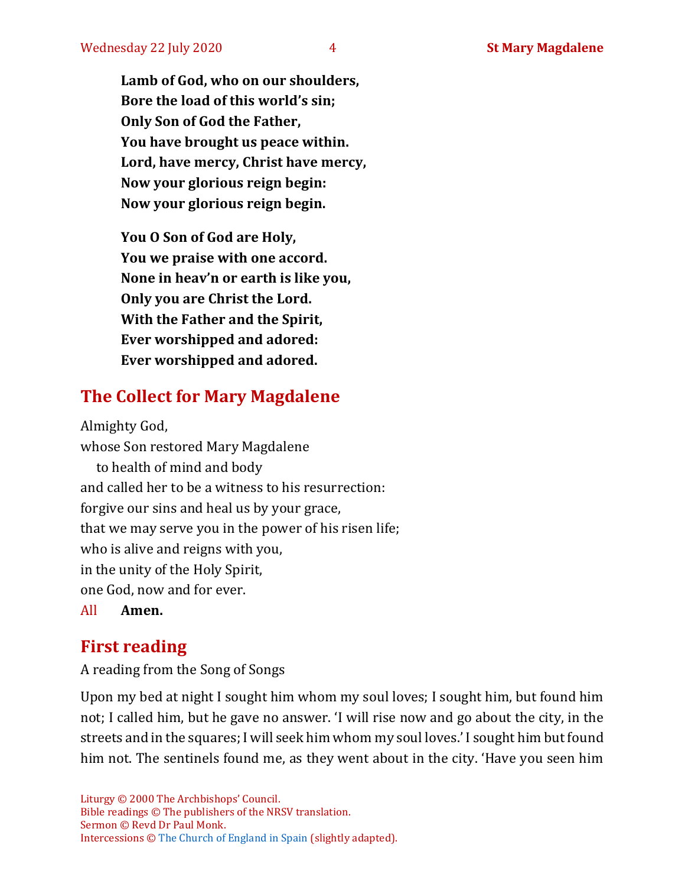**Lamb of God, who on our shoulders,**
**Bore the load of this world's sin;**
**Only Son of God the Father,**
**You have brought us peace within.**
**Lord, have mercy, Christ have mercy,**
**Now your glorious reign begin:**
**Now your glorious reign begin.**

**You O Son of God are Holy,**
**You we praise with one accord.**
**None in heav'n or earth is like you,**
**Only you are Christ the Lord.**
**With the Father and the Spirit,**
**Ever worshipped and adored:**
**Ever worshipped and adored.**

## The Collect for Mary Magdalene

Almighty God,
whose Son restored Mary Magdalene
to health of mind and body
and called her to be a witness to his resurrection:
forgive our sins and heal us by your grace,
that we may serve you in the power of his risen life;
who is alive and reigns with you,
in the unity of the Holy Spirit,
one God, now and for ever.

All **Amen.**

## First reading

A reading from the Song of Songs

Upon my bed at night I sought him whom my soul loves; I sought him, but found him not; I called him, but he gave no answer. 'I will rise now and go about the city, in the streets and in the squares; I will seek him whom my soul loves.' I sought him but found him not. The sentinels found me, as they went about in the city. 'Have you seen him

Liturgy © 2000 The Archbishops' Council.
Bible readings © The publishers of the NRSV translation.
Sermon © Revd Dr Paul Monk.
Intercessions © The Church of England in Spain (slightly adapted).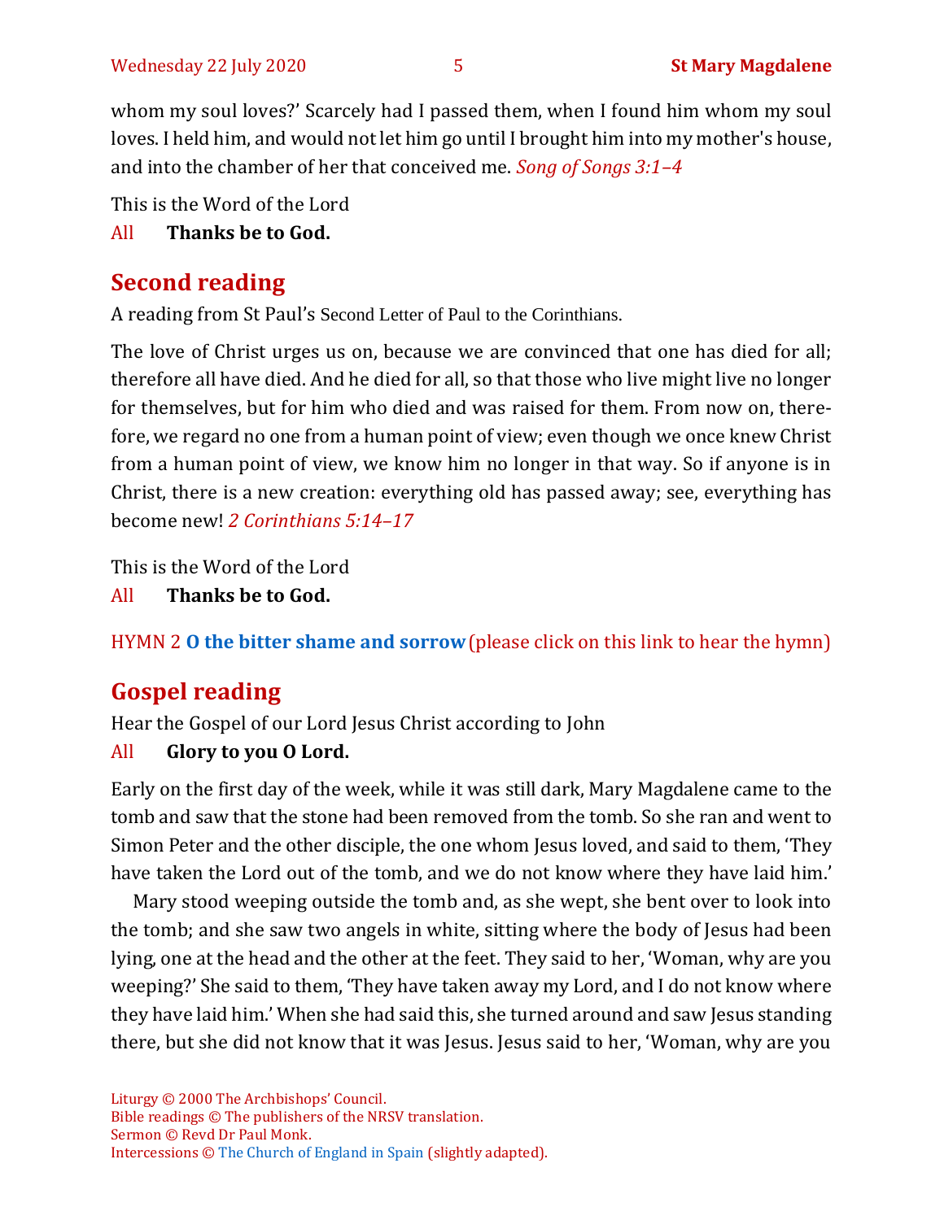whom my soul loves?' Scarcely had I passed them, when I found him whom my soul loves. I held him, and would not let him go until I brought him into my mother's house, and into the chamber of her that conceived me. *Song of Songs 3:1–4*

This is the Word of the Lord

All **Thanks be to God.**

## Second reading

A reading from St Paul's Second Letter of Paul to the Corinthians.

The love of Christ urges us on, because we are convinced that one has died for all; therefore all have died. And he died for all, so that those who live might live no longer for themselves, but for him who died and was raised for them. From now on, therefore, we regard no one from a human point of view; even though we once knew Christ from a human point of view, we know him no longer in that way. So if anyone is in Christ, there is a new creation: everything old has passed away; see, everything has become new! *2 Corinthians 5:14–17*

This is the Word of the Lord

All **Thanks be to God.**

HYMN 2 **O the bitter shame and sorrow** (please click on this link to hear the hymn)

## Gospel reading

Hear the Gospel of our Lord Jesus Christ according to John

All **Glory to you O Lord.**

Early on the first day of the week, while it was still dark, Mary Magdalene came to the tomb and saw that the stone had been removed from the tomb. So she ran and went to Simon Peter and the other disciple, the one whom Jesus loved, and said to them, 'They have taken the Lord out of the tomb, and we do not know where they have laid him.'

Mary stood weeping outside the tomb and, as she wept, she bent over to look into the tomb; and she saw two angels in white, sitting where the body of Jesus had been lying, one at the head and the other at the feet. They said to her, 'Woman, why are you weeping?' She said to them, 'They have taken away my Lord, and I do not know where they have laid him.' When she had said this, she turned around and saw Jesus standing there, but she did not know that it was Jesus. Jesus said to her, 'Woman, why are you

Liturgy © 2000 The Archbishops' Council.
Bible readings © The publishers of the NRSV translation.
Sermon © Revd Dr Paul Monk.
Intercessions © The Church of England in Spain (slightly adapted).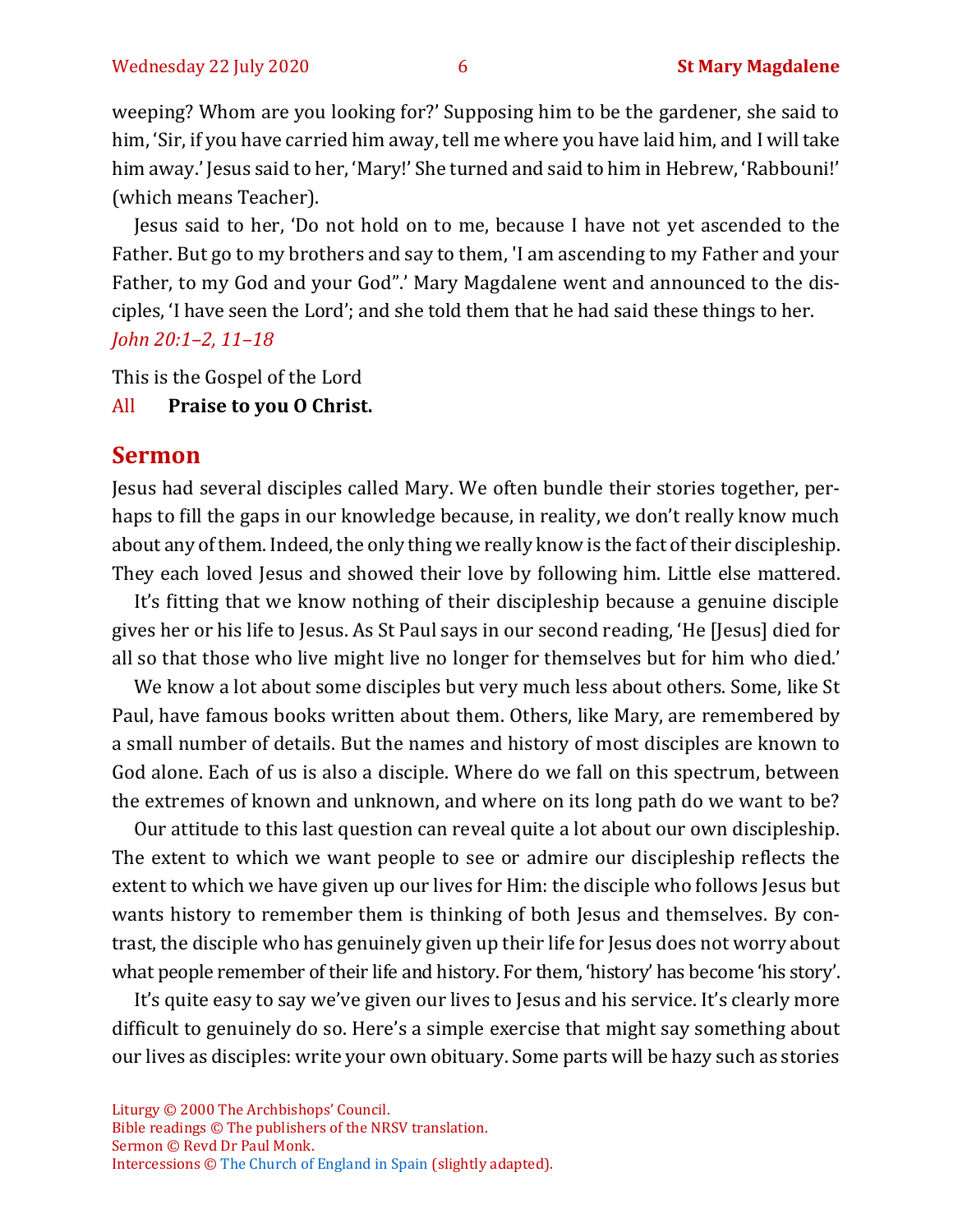weeping? Whom are you looking for?' Supposing him to be the gardener, she said to him, 'Sir, if you have carried him away, tell me where you have laid him, and I will take him away.' Jesus said to her, 'Mary!' She turned and said to him in Hebrew, 'Rabbouni!' (which means Teacher).

Jesus said to her, 'Do not hold on to me, because I have not yet ascended to the Father. But go to my brothers and say to them, 'I am ascending to my Father and your Father, to my God and your God".' Mary Magdalene went and announced to the disciples, 'I have seen the Lord'; and she told them that he had said these things to her.
*John 20:1–2, 11–18*

This is the Gospel of the Lord
All **Praise to you O Christ.**

## Sermon

Jesus had several disciples called Mary. We often bundle their stories together, perhaps to fill the gaps in our knowledge because, in reality, we don't really know much about any of them. Indeed, the only thing we really know is the fact of their discipleship. They each loved Jesus and showed their love by following him. Little else mattered.

It's fitting that we know nothing of their discipleship because a genuine disciple gives her or his life to Jesus. As St Paul says in our second reading, 'He [Jesus] died for all so that those who live might live no longer for themselves but for him who died.'

We know a lot about some disciples but very much less about others. Some, like St Paul, have famous books written about them. Others, like Mary, are remembered by a small number of details. But the names and history of most disciples are known to God alone. Each of us is also a disciple. Where do we fall on this spectrum, between the extremes of known and unknown, and where on its long path do we want to be?

Our attitude to this last question can reveal quite a lot about our own discipleship. The extent to which we want people to see or admire our discipleship reflects the extent to which we have given up our lives for Him: the disciple who follows Jesus but wants history to remember them is thinking of both Jesus and themselves. By contrast, the disciple who has genuinely given up their life for Jesus does not worry about what people remember of their life and history. For them, 'history' has become 'his story'.

It's quite easy to say we've given our lives to Jesus and his service. It's clearly more difficult to genuinely do so. Here's a simple exercise that might say something about our lives as disciples: write your own obituary. Some parts will be hazy such as stories

Liturgy © 2000 The Archbishops' Council.
Bible readings © The publishers of the NRSV translation.
Sermon © Revd Dr Paul Monk.
Intercessions © The Church of England in Spain (slightly adapted).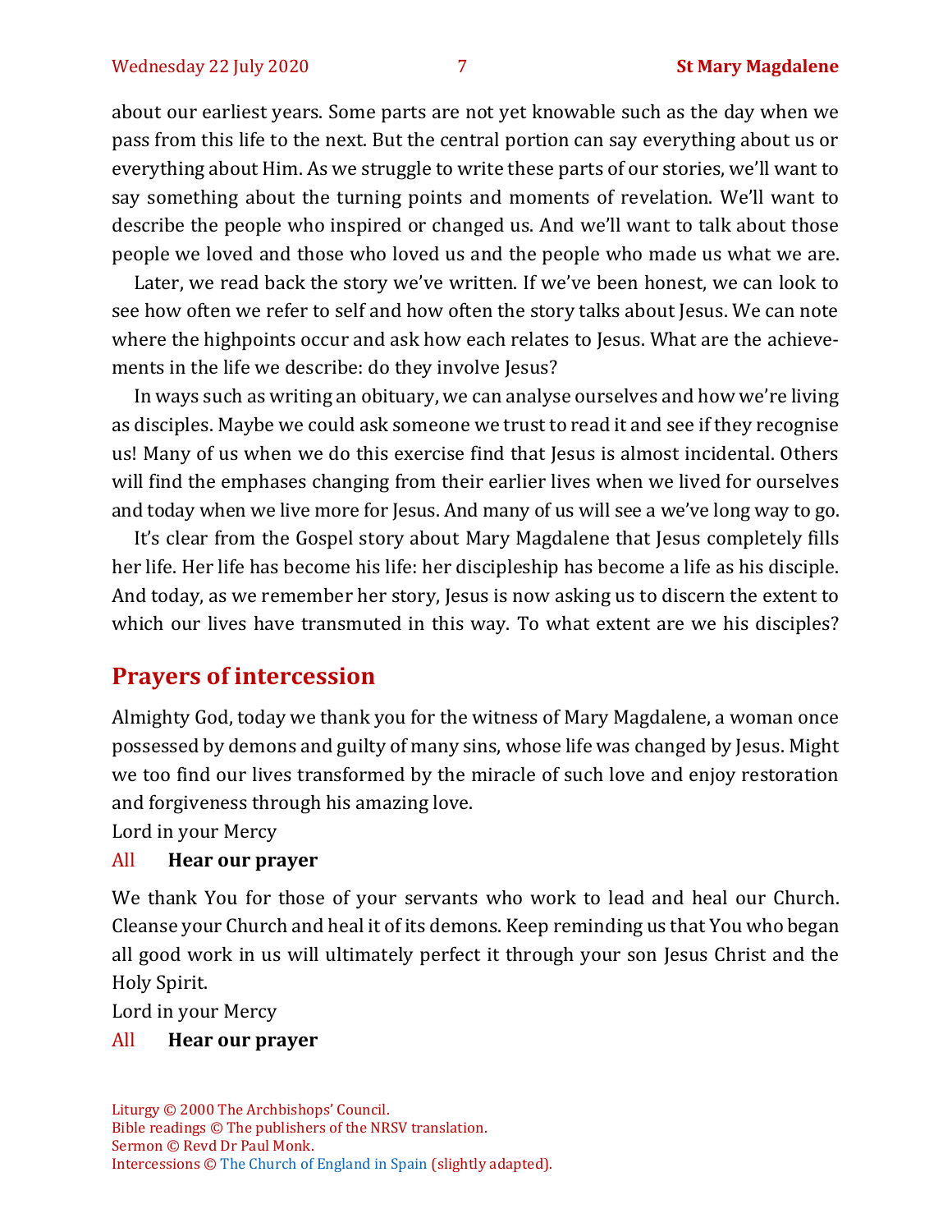about our earliest years. Some parts are not yet knowable such as the day when we pass from this life to the next. But the central portion can say everything about us or everything about Him. As we struggle to write these parts of our stories, we'll want to say something about the turning points and moments of revelation. We'll want to describe the people who inspired or changed us. And we'll want to talk about those people we loved and those who loved us and the people who made us what we are.

Later, we read back the story we've written. If we've been honest, we can look to see how often we refer to self and how often the story talks about Jesus. We can note where the highpoints occur and ask how each relates to Jesus. What are the achievements in the life we describe: do they involve Jesus?

In ways such as writing an obituary, we can analyse ourselves and how we're living as disciples. Maybe we could ask someone we trust to read it and see if they recognise us! Many of us when we do this exercise find that Jesus is almost incidental. Others will find the emphases changing from their earlier lives when we lived for ourselves and today when we live more for Jesus. And many of us will see a we've long way to go.

It's clear from the Gospel story about Mary Magdalene that Jesus completely fills her life. Her life has become his life: her discipleship has become a life as his disciple. And today, as we remember her story, Jesus is now asking us to discern the extent to which our lives have transmuted in this way. To what extent are we his disciples?

## Prayers of intercession

Almighty God, today we thank you for the witness of Mary Magdalene, a woman once possessed by demons and guilty of many sins, whose life was changed by Jesus. Might we too find our lives transformed by the miracle of such love and enjoy restoration and forgiveness through his amazing love.

Lord in your Mercy

All **Hear our prayer**

We thank You for those of your servants who work to lead and heal our Church. Cleanse your Church and heal it of its demons. Keep reminding us that You who began all good work in us will ultimately perfect it through your son Jesus Christ and the Holy Spirit.

Lord in your Mercy

All **Hear our prayer**

Liturgy © 2000 The Archbishops' Council.
Bible readings © The publishers of the NRSV translation.
Sermon © Revd Dr Paul Monk.
Intercessions © The Church of England in Spain (slightly adapted).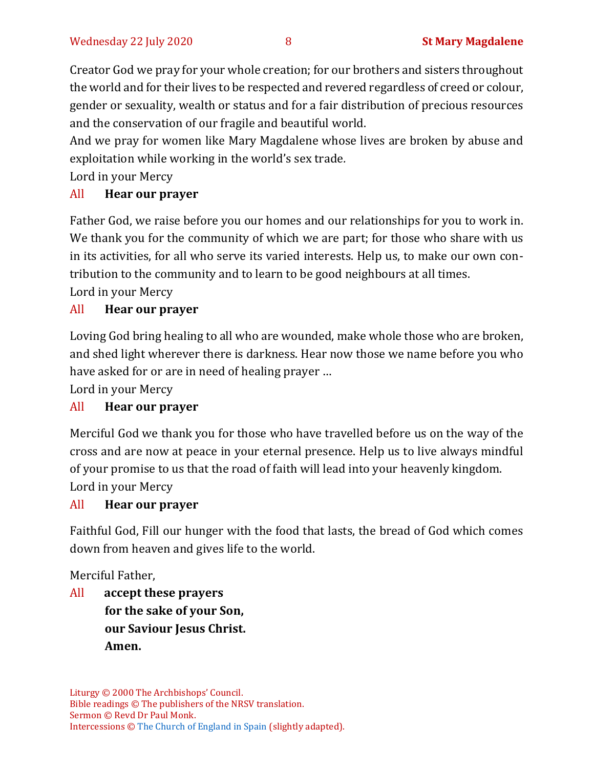Creator God we pray for your whole creation; for our brothers and sisters throughout the world and for their lives to be respected and revered regardless of creed or colour, gender or sexuality, wealth or status and for a fair distribution of precious resources and the conservation of our fragile and beautiful world.

And we pray for women like Mary Magdalene whose lives are broken by abuse and exploitation while working in the world's sex trade.

Lord in your Mercy

All **Hear our prayer**

Father God, we raise before you our homes and our relationships for you to work in. We thank you for the community of which we are part; for those who share with us in its activities, for all who serve its varied interests. Help us, to make our own contribution to the community and to learn to be good neighbours at all times.

Lord in your Mercy

All **Hear our prayer**

Loving God bring healing to all who are wounded, make whole those who are broken, and shed light wherever there is darkness. Hear now those we name before you who have asked for or are in need of healing prayer …

Lord in your Mercy

All **Hear our prayer**

Merciful God we thank you for those who have travelled before us on the way of the cross and are now at peace in your eternal presence. Help us to live always mindful of your promise to us that the road of faith will lead into your heavenly kingdom.

Lord in your Mercy

All **Hear our prayer**

Faithful God, Fill our hunger with the food that lasts, the bread of God which comes down from heaven and gives life to the world.

Merciful Father,

All **accept these prayers**
**for the sake of your Son,**
**our Saviour Jesus Christ.**
**Amen.**

Liturgy © 2000 The Archbishops' Council.
Bible readings © The publishers of the NRSV translation.
Sermon © Revd Dr Paul Monk.
Intercessions © The Church of England in Spain (slightly adapted).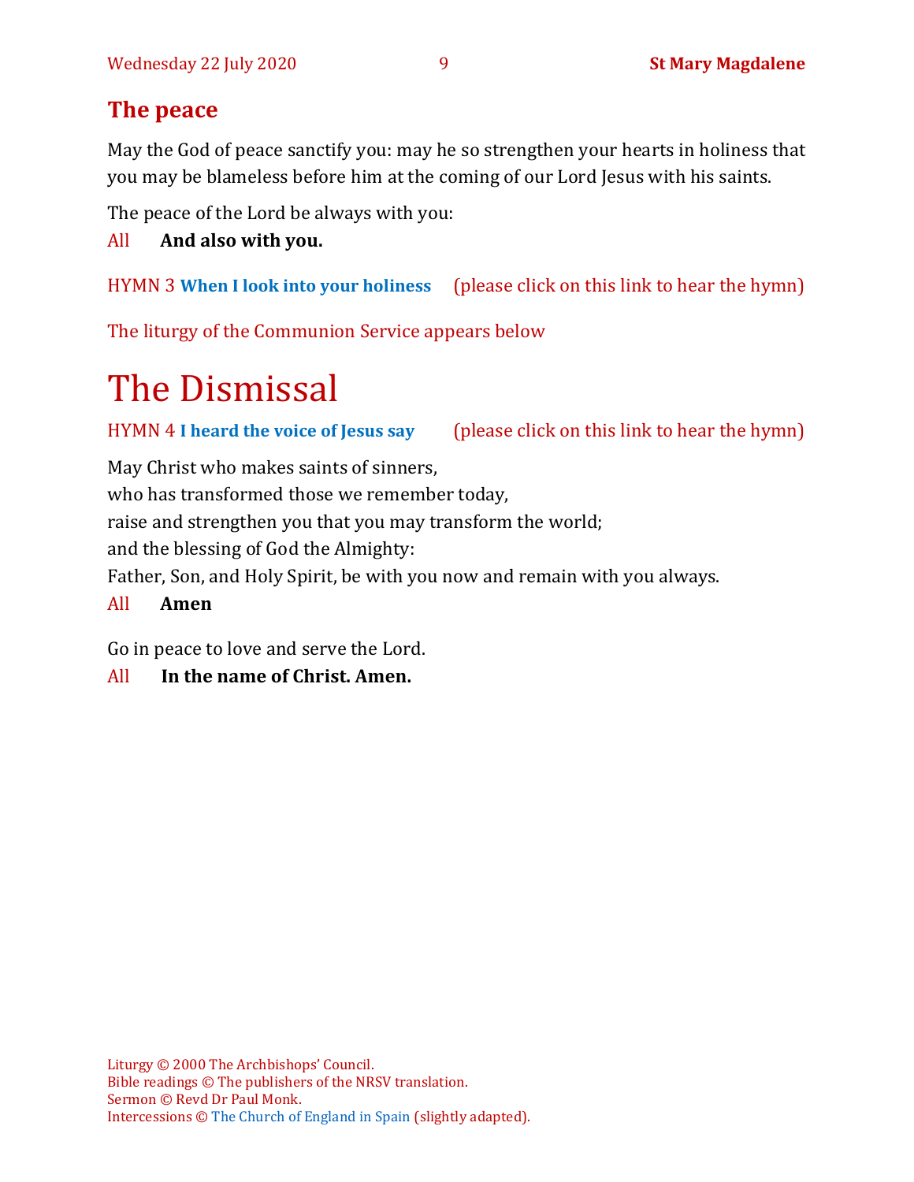## The peace

May the God of peace sanctify you: may he so strengthen your hearts in holiness that you may be blameless before him at the coming of our Lord Jesus with his saints.

The peace of the Lord be always with you:

All **And also with you.**

HYMN 3 **When I look into your holiness** (please click on this link to hear the hymn)

The liturgy of the Communion Service appears below

# The Dismissal

HYMN 4 **I heard the voice of Jesus say** (please click on this link to hear the hymn)

May Christ who makes saints of sinners,
who has transformed those we remember today,
raise and strengthen you that you may transform the world;
and the blessing of God the Almighty:
Father, Son, and Holy Spirit, be with you now and remain with you always.

All **Amen**

Go in peace to love and serve the Lord.

All **In the name of Christ. Amen.**

Liturgy © 2000 The Archbishops' Council.
Bible readings © The publishers of the NRSV translation.
Sermon © Revd Dr Paul Monk.
Intercessions © The Church of England in Spain (slightly adapted).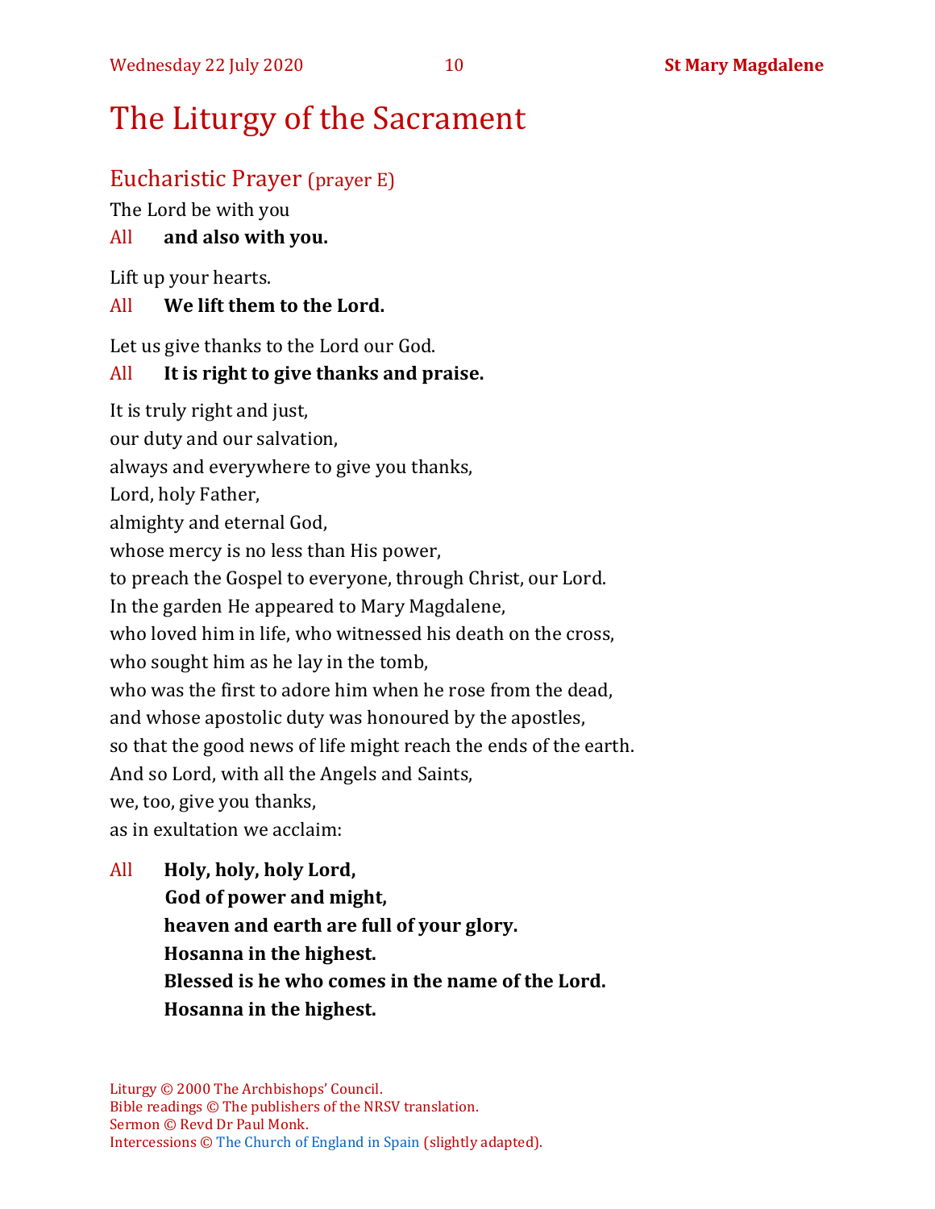# The Liturgy of the Sacrament

## Eucharistic Prayer (prayer E)

The Lord be with you

All **and also with you.**

Lift up your hearts.

All **We lift them to the Lord.**

Let us give thanks to the Lord our God.

All **It is right to give thanks and praise.**

It is truly right and just,
our duty and our salvation,
always and everywhere to give you thanks,
Lord, holy Father,
almighty and eternal God,
whose mercy is no less than His power,
to preach the Gospel to everyone, through Christ, our Lord.
In the garden He appeared to Mary Magdalene,
who loved him in life, who witnessed his death on the cross,
who sought him as he lay in the tomb,
who was the first to adore him when he rose from the dead,
and whose apostolic duty was honoured by the apostles,
so that the good news of life might reach the ends of the earth.
And so Lord, with all the Angels and Saints,
we, too, give you thanks,
as in exultation we acclaim:

All **Holy, holy, holy Lord,**
**God of power and might,**
**heaven and earth are full of your glory.**
**Hosanna in the highest.**
**Blessed is he who comes in the name of the Lord.**
**Hosanna in the highest.**

Liturgy © 2000 The Archbishops' Council.
Bible readings © The publishers of the NRSV translation.
Sermon © Revd Dr Paul Monk.
Intercessions © The Church of England in Spain (slightly adapted).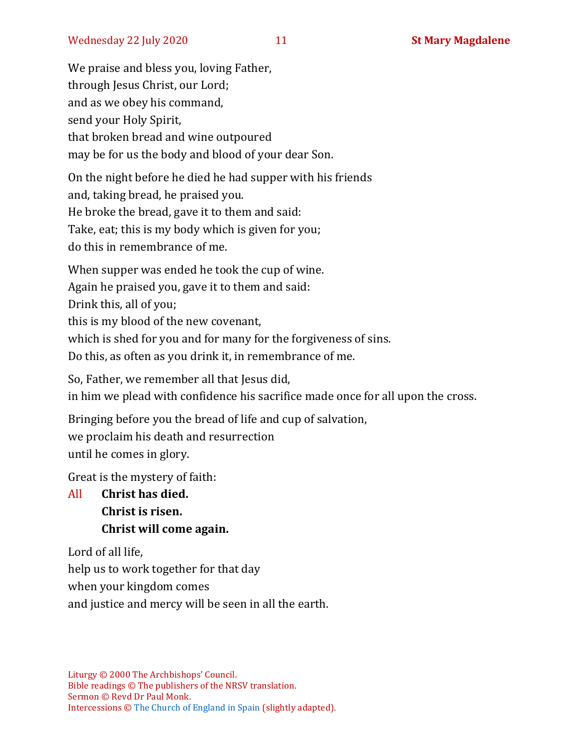We praise and bless you, loving Father,  
through Jesus Christ, our Lord;  
and as we obey his command,  
send your Holy Spirit,  
that broken bread and wine outpoured  
may be for us the body and blood of your dear Son.

On the night before he died he had supper with his friends  
and, taking bread, he praised you.  
He broke the bread, gave it to them and said:  
Take, eat; this is my body which is given for you;  
do this in remembrance of me.

When supper was ended he took the cup of wine.  
Again he praised you, gave it to them and said:  
Drink this, all of you;  
this is my blood of the new covenant,  
which is shed for you and for many for the forgiveness of sins.  
Do this, as often as you drink it, in remembrance of me.

So, Father, we remember all that Jesus did,  
in him we plead with confidence his sacrifice made once for all upon the cross.

Bringing before you the bread of life and cup of salvation,  
we proclaim his death and resurrection  
until he comes in glory.

Great is the mystery of faith:

All **Christ has died.**  
**Christ is risen.**  
**Christ will come again.**

Lord of all life,  
help us to work together for that day  
when your kingdom comes  
and justice and mercy will be seen in all the earth.

Liturgy © 2000 The Archbishops' Council.  
Bible readings © The publishers of the NRSV translation.  
Sermon © Revd Dr Paul Monk.  
Intercessions © The Church of England in Spain (slightly adapted).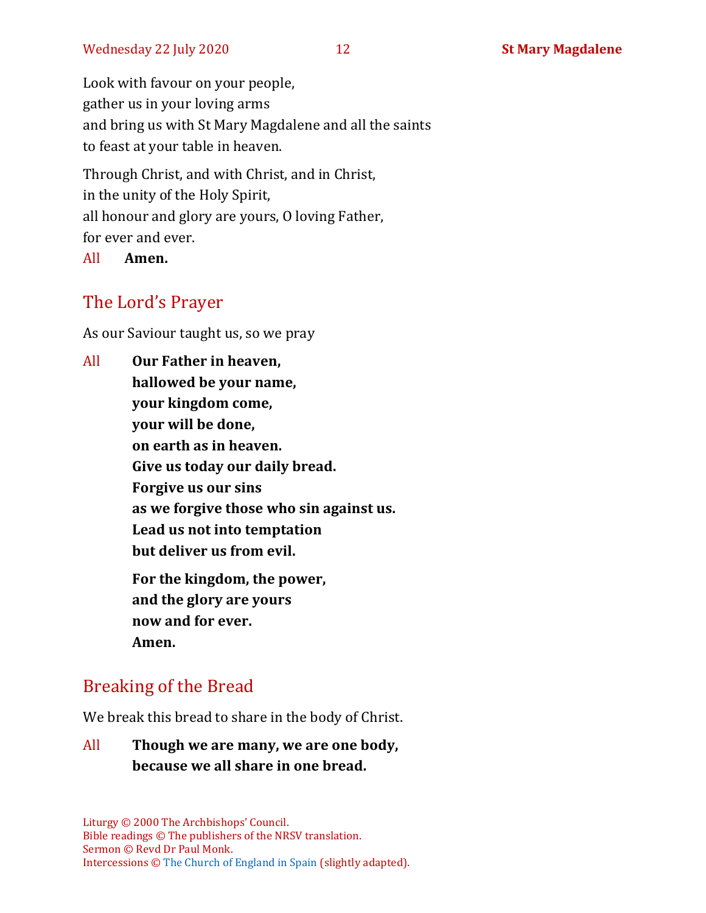Look with favour on your people,
gather us in your loving arms
and bring us with St Mary Magdalene and all the saints
to feast at your table in heaven.

Through Christ, and with Christ, and in Christ,
in the unity of the Holy Spirit,
all honour and glory are yours, O loving Father,
for ever and ever.

All **Amen.**

## The Lord's Prayer

As our Saviour taught us, so we pray

All **Our Father in heaven,**
**hallowed be your name,**
**your kingdom come,**
**your will be done,**
**on earth as in heaven.**
**Give us today our daily bread.**
**Forgive us our sins**
**as we forgive those who sin against us.**
**Lead us not into temptation**
**but deliver us from evil.**

**For the kingdom, the power,**
**and the glory are yours**
**now and for ever.**
**Amen.**

## Breaking of the Bread

We break this bread to share in the body of Christ.

All **Though we are many, we are one body,**
**because we all share in one bread.**

Liturgy © 2000 The Archbishops' Council.
Bible readings © The publishers of the NRSV translation.
Sermon © Revd Dr Paul Monk.
Intercessions © The Church of England in Spain (slightly adapted).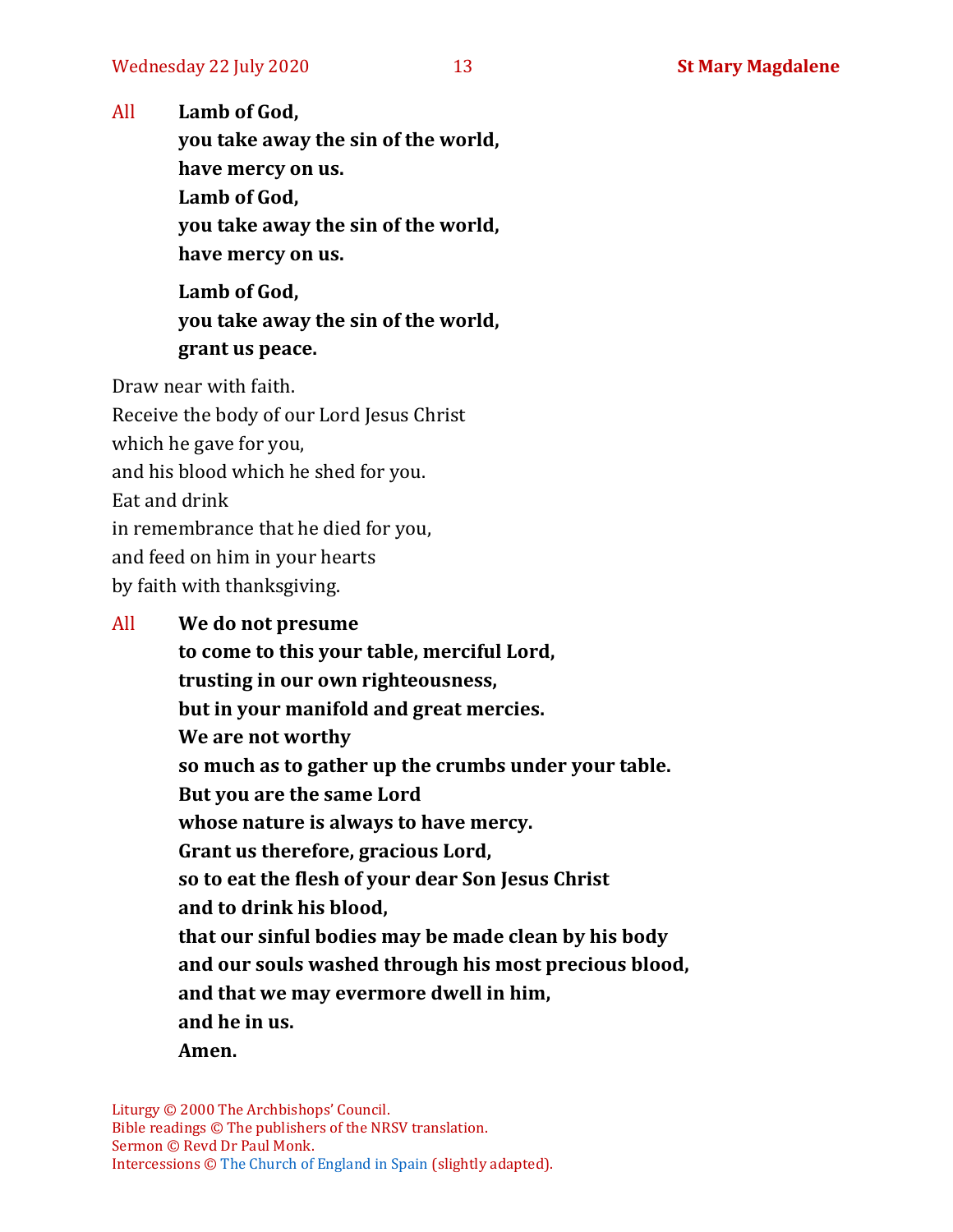All **Lamb of God,**
**you take away the sin of the world,**
**have mercy on us.**
**Lamb of God,**
**you take away the sin of the world,**
**have mercy on us.**

**Lamb of God,**
**you take away the sin of the world,**
**grant us peace.**

Draw near with faith.
Receive the body of our Lord Jesus Christ
which he gave for you,
and his blood which he shed for you.
Eat and drink
in remembrance that he died for you,
and feed on him in your hearts
by faith with thanksgiving.

All **We do not presume**
**to come to this your table, merciful Lord,**
**trusting in our own righteousness,**
**but in your manifold and great mercies.**
**We are not worthy**
**so much as to gather up the crumbs under your table.**
**But you are the same Lord**
**whose nature is always to have mercy.**
**Grant us therefore, gracious Lord,**
**so to eat the flesh of your dear Son Jesus Christ**
**and to drink his blood,**
**that our sinful bodies may be made clean by his body**
**and our souls washed through his most precious blood,**
**and that we may evermore dwell in him,**
**and he in us.**
**Amen.**

Liturgy © 2000 The Archbishops' Council.
Bible readings © The publishers of the NRSV translation.
Sermon © Revd Dr Paul Monk.
Intercessions © The Church of England in Spain (slightly adapted).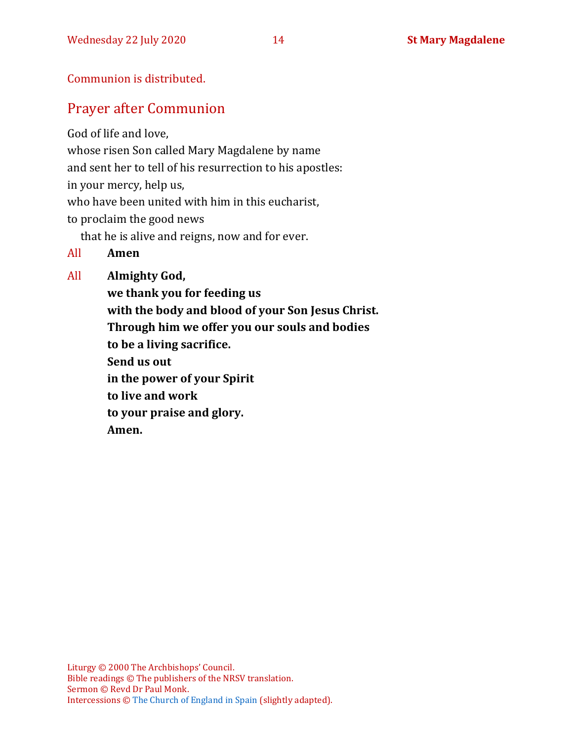Communion is distributed.

## Prayer after Communion

God of life and love,
whose risen Son called Mary Magdalene by name
and sent her to tell of his resurrection to his apostles:
in your mercy, help us,
who have been united with him in this eucharist,
to proclaim the good news
 that he is alive and reigns, now and for ever.

All **Amen**

All **Almighty God,**
**we thank you for feeding us**
**with the body and blood of your Son Jesus Christ.**
**Through him we offer you our souls and bodies**
**to be a living sacrifice.**
**Send us out**
**in the power of your Spirit**
**to live and work**
**to your praise and glory.**
**Amen.**

Liturgy © 2000 The Archbishops' Council.
Bible readings © The publishers of the NRSV translation.
Sermon © Revd Dr Paul Monk.
Intercessions © The Church of England in Spain (slightly adapted).